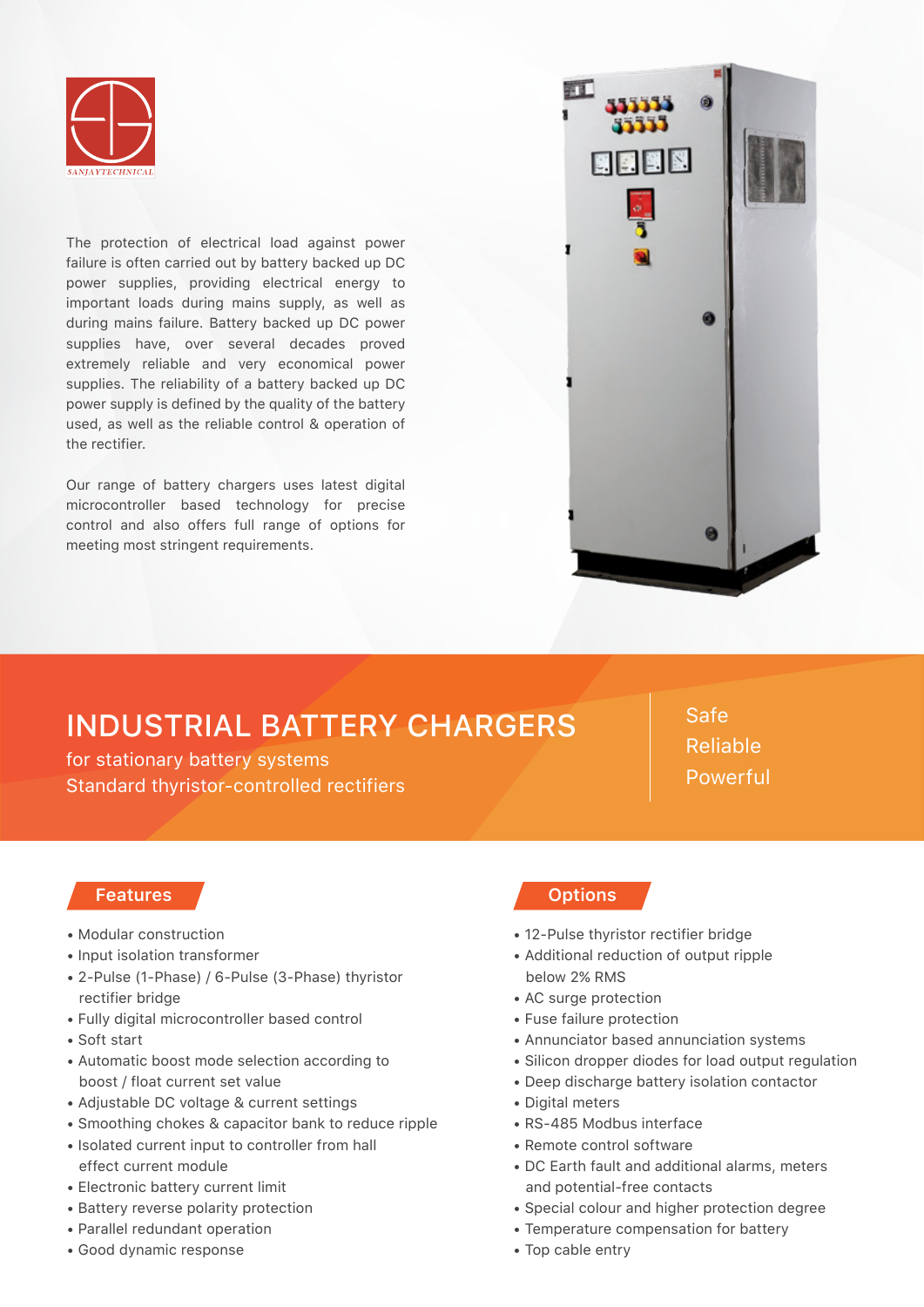SANJAYTECHNICAL

The protection of electrical load against power failure is often carried out by battery backed up DC power supplies, providing electrical energy to important loads during mains supply, as well as during mains failure. Battery backed up DC power supplies have, over several decades proved extremely reliable and very economical power supplies. The reliability of a battery backed up DC power supply is defined by the quality of the battery used, as well as the reliable control & operation of the rectifier.

Our range of battery chargers uses latest digital microcontroller based technology for precise control and also offers full range of options for meeting most stringent requirements.

# INDUSTRIAL BATTERY CHARGERS

for stationary battery systems
Standard thyristor-controlled rectifiers

Safe
Reliable
Powerful

## Features

- Modular construction
- Input isolation transformer
- 2-Pulse (1-Phase) / 6-Pulse (3-Phase) thyristor rectifier bridge
- Fully digital microcontroller based control
- Soft start
- Automatic boost mode selection according to boost / float current set value
- Adjustable DC voltage & current settings
- Smoothing chokes & capacitor bank to reduce ripple
- Isolated current input to controller from hall effect current module
- Electronic battery current limit
- Battery reverse polarity protection
- Parallel redundant operation
- Good dynamic response

## Options

- 12-Pulse thyristor rectifier bridge
- Additional reduction of output ripple below 2% RMS
- AC surge protection
- Fuse failure protection
- Annunciator based annunciation systems
- Silicon dropper diodes for load output regulation
- Deep discharge battery isolation contactor
- Digital meters
- RS-485 Modbus interface
- Remote control software
- DC Earth fault and additional alarms, meters and potential-free contacts
- Special colour and higher protection degree
- Temperature compensation for battery
- Top cable entry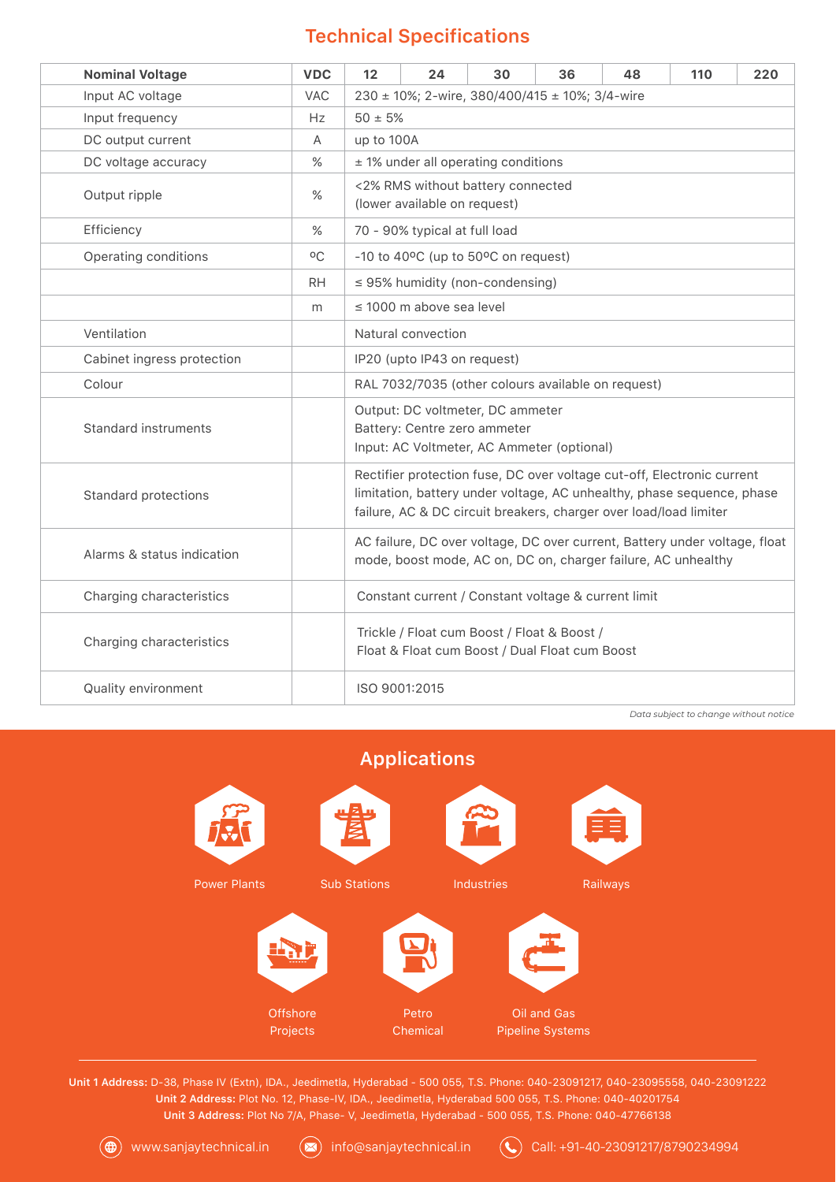## Technical Specifications

| Nominal Voltage | VDC | 12 | 24 | 30 | 36 | 48 | 110 | 220 |
|---|---|---|---|---|---|---|---|---|
| Input AC voltage | VAC | 230 ± 10%; 2-wire, 380/400/415 ± 10%; 3/4-wire | | | | | | |
| Input frequency | Hz | 50 ± 5% | | | | | | |
| DC output current | A | up to 100A | | | | | | |
| DC voltage accuracy | % | ± 1% under all operating conditions | | | | | | |
| Output ripple | % | <2% RMS without battery connected (lower available on request) | | | | | | |
| Efficiency | % | 70 - 90% typical at full load | | | | | | |
| Operating conditions | ºC | -10 to 40ºC (up to 50ºC on request) | | | | | | |
| | RH | ≤ 95% humidity (non-condensing) | | | | | | |
| | m | ≤ 1000 m above sea level | | | | | | |
| Ventilation | | Natural convection | | | | | | |
| Cabinet ingress protection | | IP20 (upto IP43 on request) | | | | | | |
| Colour | | RAL 7032/7035 (other colours available on request) | | | | | | |
| Standard instruments | | Output: DC voltmeter, DC ammeter<br>Battery: Centre zero ammeter<br>Input: AC Voltmeter, AC Ammeter (optional) | | | | | | |
| Standard protections | | Rectifier protection fuse, DC over voltage cut-off, Electronic current limitation, battery under voltage, AC unhealthy, phase sequence, phase failure, AC & DC circuit breakers, charger over load/load limiter | | | | | | |
| Alarms & status indication | | AC failure, DC over voltage, DC over current, Battery under voltage, float mode, boost mode, AC on, DC on, charger failure, AC unhealthy | | | | | | |
| Charging characteristics | | Constant current / Constant voltage & current limit | | | | | | |
| Charging characteristics | | Trickle / Float cum Boost / Float & Boost / Float & Float cum Boost / Dual Float cum Boost | | | | | | |
| Quality environment | | ISO 9001:2015 | | | | | | |

*Data subject to change without notice*

## Applications

- Power Plants
- Sub Stations
- Industries
- Railways
- Offshore Projects
- Petro Chemical
- Oil and Gas Pipeline Systems

**Unit 1 Address:** D-38, Phase IV (Extn), IDA., Jeedimetla, Hyderabad - 500 055, T.S. Phone: 040-23091217, 040-23095558, 040-23091222
**Unit 2 Address:** Plot No. 12, Phase-IV, IDA., Jeedimetla, Hyderabad 500 055, T.S. Phone: 040-40201754
**Unit 3 Address:** Plot No 7/A, Phase- V, Jeedimetla, Hyderabad - 500 055, T.S. Phone: 040-47766138

www.sanjaytechnical.in | info@sanjaytechnical.in | Call: +91-40-23091217/8790234994